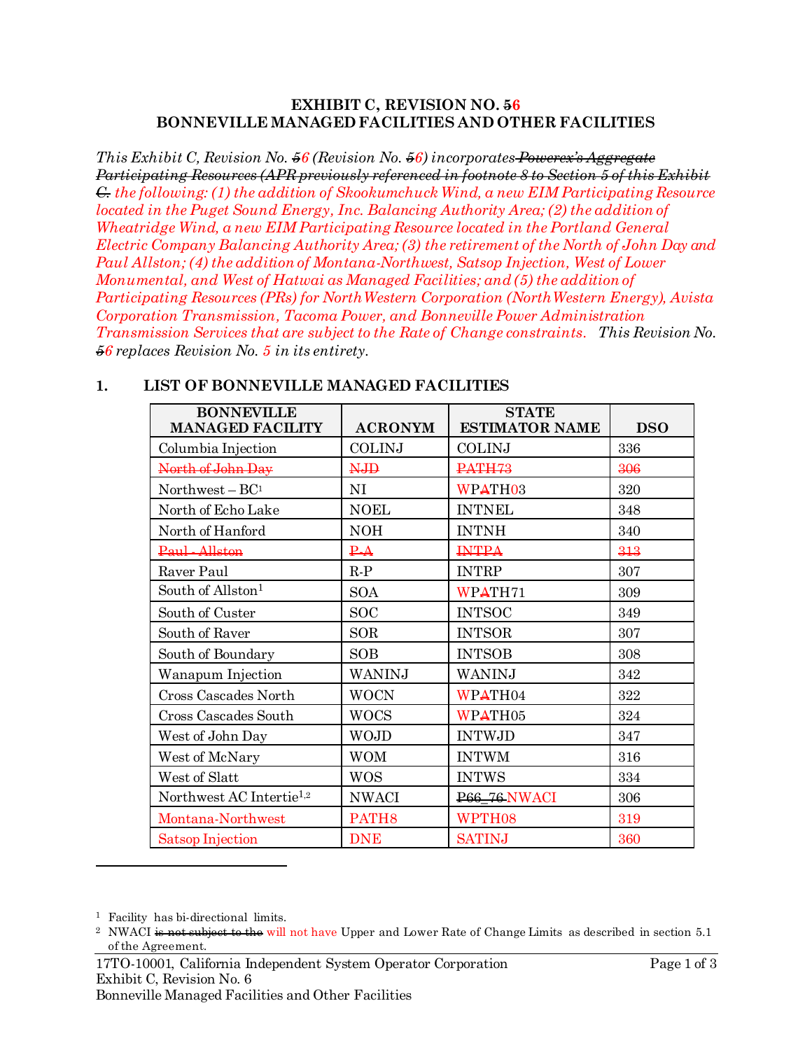# EXHIBIT C, REVISION NO. ~~5~~6
# BONNEVILLE MANAGED FACILITIES AND OTHER FACILITIES

*This Exhibit C, Revision No. ~~5~~6 (Revision No. ~~5~~6) incorporates ~~Powerex's Aggregate Participating Resources (APR previously referenced in footnote 8 to Section 5 of this Exhibit C.~~ the following: (1) the addition of Skookumchuck Wind, a new EIM Participating Resource located in the Puget Sound Energy, Inc. Balancing Authority Area; (2) the addition of Wheatridge Wind, a new EIM Participating Resource located in the Portland General Electric Company Balancing Authority Area; (3) the retirement of the North of John Day and Paul Allston; (4) the addition of Montana-Northwest, Satsop Injection, West of Lower Monumental, and West of Hatwai as Managed Facilities; and (5) the addition of Participating Resources (PRs) for NorthWestern Corporation (NorthWestern Energy), Avista Corporation Transmission, Tacoma Power, and Bonneville Power Administration Transmission Services that are subject to the Rate of Change constraints. This Revision No. ~~5~~6 replaces Revision No. 5 in its entirety.*

## 1. LIST OF BONNEVILLE MANAGED FACILITIES

| BONNEVILLE MANAGED FACILITY | ACRONYM | STATE ESTIMATOR NAME | DSO |
|---|---|---|---|
| Columbia Injection | COLINJ | COLINJ | 336 |
| ~~North of John Day~~ | ~~NJD~~ | ~~PATH73~~ | ~~306~~ |
| Northwest – BC[1] | NI | WP~~A~~TH03 | 320 |
| North of Echo Lake | NOEL | INTNEL | 348 |
| North of Hanford | NOH | INTNH | 340 |
| ~~Paul - Allston~~ | ~~P-A~~ | ~~INTPA~~ | ~~313~~ |
| Raver Paul | R-P | INTRP | 307 |
| South of Allston[1] | SOA | WP~~A~~TH71 | 309 |
| South of Custer | SOC | INTSOC | 349 |
| South of Raver | SOR | INTSOR | 307 |
| South of Boundary | SOB | INTSOB | 308 |
| Wanapum Injection | WANINJ | WANINJ | 342 |
| Cross Cascades North | WOCN | WP~~A~~TH04 | 322 |
| Cross Cascades South | WOCS | WP~~A~~TH05 | 324 |
| West of John Day | WOJD | INTWJD | 347 |
| West of McNary | WOM | INTWM | 316 |
| West of Slatt | WOS | INTWS | 334 |
| Northwest AC Intertie[1,2] | NWACI | ~~P66_76~~ NWACI | 306 |
| Montana-Northwest | PATH8 | WPTH08 | 319 |
| Satsop Injection | DNE | SATINJ | 360 |

[1] Facility has bi-directional limits.

[2] NWACI ~~is not subject to the~~ will not have Upper and Lower Rate of Change Limits as described in section 5.1 of the Agreement.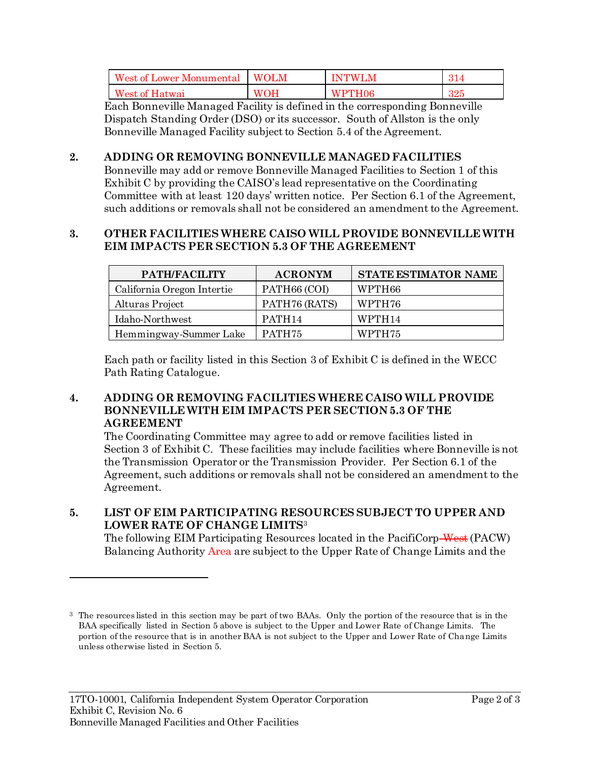| West of Lower Monumental | WOLM | INTWLM | 314 |
|---|---|---|---|
| West of Hatwai | WOH | WPTH06 | 325 |

Each Bonneville Managed Facility is defined in the corresponding Bonneville Dispatch Standing Order (DSO) or its successor. South of Allston is the only Bonneville Managed Facility subject to Section 5.4 of the Agreement.

**2. ADDING OR REMOVING BONNEVILLE MANAGED FACILITIES**

Bonneville may add or remove Bonneville Managed Facilities to Section 1 of this Exhibit C by providing the CAISO's lead representative on the Coordinating Committee with at least 120 days' written notice. Per Section 6.1 of the Agreement, such additions or removals shall not be considered an amendment to the Agreement.

**3. OTHER FACILITIES WHERE CAISO WILL PROVIDE BONNEVILLE WITH EIM IMPACTS PER SECTION 5.3 OF THE AGREEMENT**

| PATH/FACILITY | ACRONYM | STATE ESTIMATOR NAME |
|---|---|---|
| California Oregon Intertie | PATH66 (COI) | WPTH66 |
| Alturas Project | PATH76 (RATS) | WPTH76 |
| Idaho-Northwest | PATH14 | WPTH14 |
| Hemmingway-Summer Lake | PATH75 | WPTH75 |

Each path or facility listed in this Section 3 of Exhibit C is defined in the WECC Path Rating Catalogue.

**4. ADDING OR REMOVING FACILITIES WHERE CAISO WILL PROVIDE BONNEVILLE WITH EIM IMPACTS PER SECTION 5.3 OF THE AGREEMENT**

The Coordinating Committee may agree to add or remove facilities listed in Section 3 of Exhibit C. These facilities may include facilities where Bonneville is not the Transmission Operator or the Transmission Provider. Per Section 6.1 of the Agreement, such additions or removals shall not be considered an amendment to the Agreement.

**5. LIST OF EIM PARTICIPATING RESOURCES SUBJECT TO UPPER AND LOWER RATE OF CHANGE LIMITS**[3]

The following EIM Participating Resources located in the PacifiCorp ~~West~~ (PACW) Balancing Authority Area are subject to the Upper Rate of Change Limits and the

[3] The resources listed in this section may be part of two BAAs. Only the portion of the resource that is in the BAA specifically listed in Section 5 above is subject to the Upper and Lower Rate of Change Limits. The portion of the resource that is in another BAA is not subject to the Upper and Lower Rate of Change Limits unless otherwise listed in Section 5.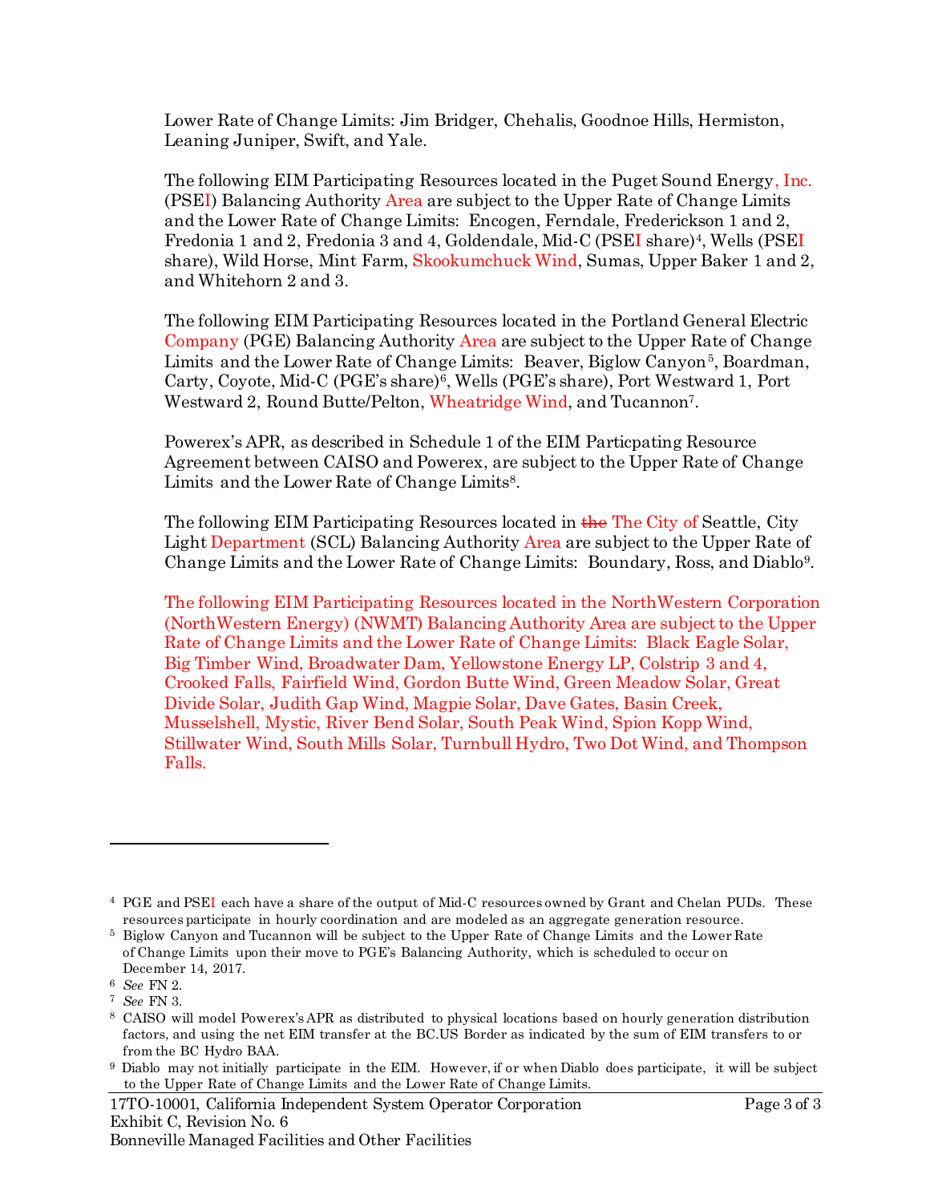Lower Rate of Change Limits: Jim Bridger, Chehalis, Goodnoe Hills, Hermiston, Leaning Juniper, Swift, and Yale.

The following EIM Participating Resources located in the Puget Sound Energy, Inc. (PSEI) Balancing Authority Area are subject to the Upper Rate of Change Limits and the Lower Rate of Change Limits: Encogen, Ferndale, Frederickson 1 and 2, Fredonia 1 and 2, Fredonia 3 and 4, Goldendale, Mid-C (PSEI share)[4], Wells (PSEI share), Wild Horse, Mint Farm, Skookumchuck Wind, Sumas, Upper Baker 1 and 2, and Whitehorn 2 and 3.

The following EIM Participating Resources located in the Portland General Electric Company (PGE) Balancing Authority Area are subject to the Upper Rate of Change Limits and the Lower Rate of Change Limits: Beaver, Biglow Canyon[5], Boardman, Carty, Coyote, Mid-C (PGE's share)[6], Wells (PGE's share), Port Westward 1, Port Westward 2, Round Butte/Pelton, Wheatridge Wind, and Tucannon[7].

Powerex's APR, as described in Schedule 1 of the EIM Particpating Resource Agreement between CAISO and Powerex, are subject to the Upper Rate of Change Limits and the Lower Rate of Change Limits[8].

The following EIM Participating Resources located in ~~the~~ The City of Seattle, City Light Department (SCL) Balancing Authority Area are subject to the Upper Rate of Change Limits and the Lower Rate of Change Limits: Boundary, Ross, and Diablo[9].

The following EIM Participating Resources located in the NorthWestern Corporation (NorthWestern Energy) (NWMT) Balancing Authority Area are subject to the Upper Rate of Change Limits and the Lower Rate of Change Limits: Black Eagle Solar, Big Timber Wind, Broadwater Dam, Yellowstone Energy LP, Colstrip 3 and 4, Crooked Falls, Fairfield Wind, Gordon Butte Wind, Green Meadow Solar, Great Divide Solar, Judith Gap Wind, Magpie Solar, Dave Gates, Basin Creek, Musselshell, Mystic, River Bend Solar, South Peak Wind, Spion Kopp Wind, Stillwater Wind, South Mills Solar, Turnbull Hydro, Two Dot Wind, and Thompson Falls.

---

[4] PGE and PSEI each have a share of the output of Mid-C resources owned by Grant and Chelan PUDs. These resources participate in hourly coordination and are modeled as an aggregate generation resource.

[5] Biglow Canyon and Tucannon will be subject to the Upper Rate of Change Limits and the Lower Rate of Change Limits upon their move to PGE's Balancing Authority, which is scheduled to occur on December 14, 2017.

[6] *See* FN 2.

[7] *See* FN 3.

[8] CAISO will model Powerex's APR as distributed to physical locations based on hourly generation distribution factors, and using the net EIM transfer at the BC.US Border as indicated by the sum of EIM transfers to or from the BC Hydro BAA.

[9] Diablo may not initially participate in the EIM. However, if or when Diablo does participate, it will be subject to the Upper Rate of Change Limits and the Lower Rate of Change Limits.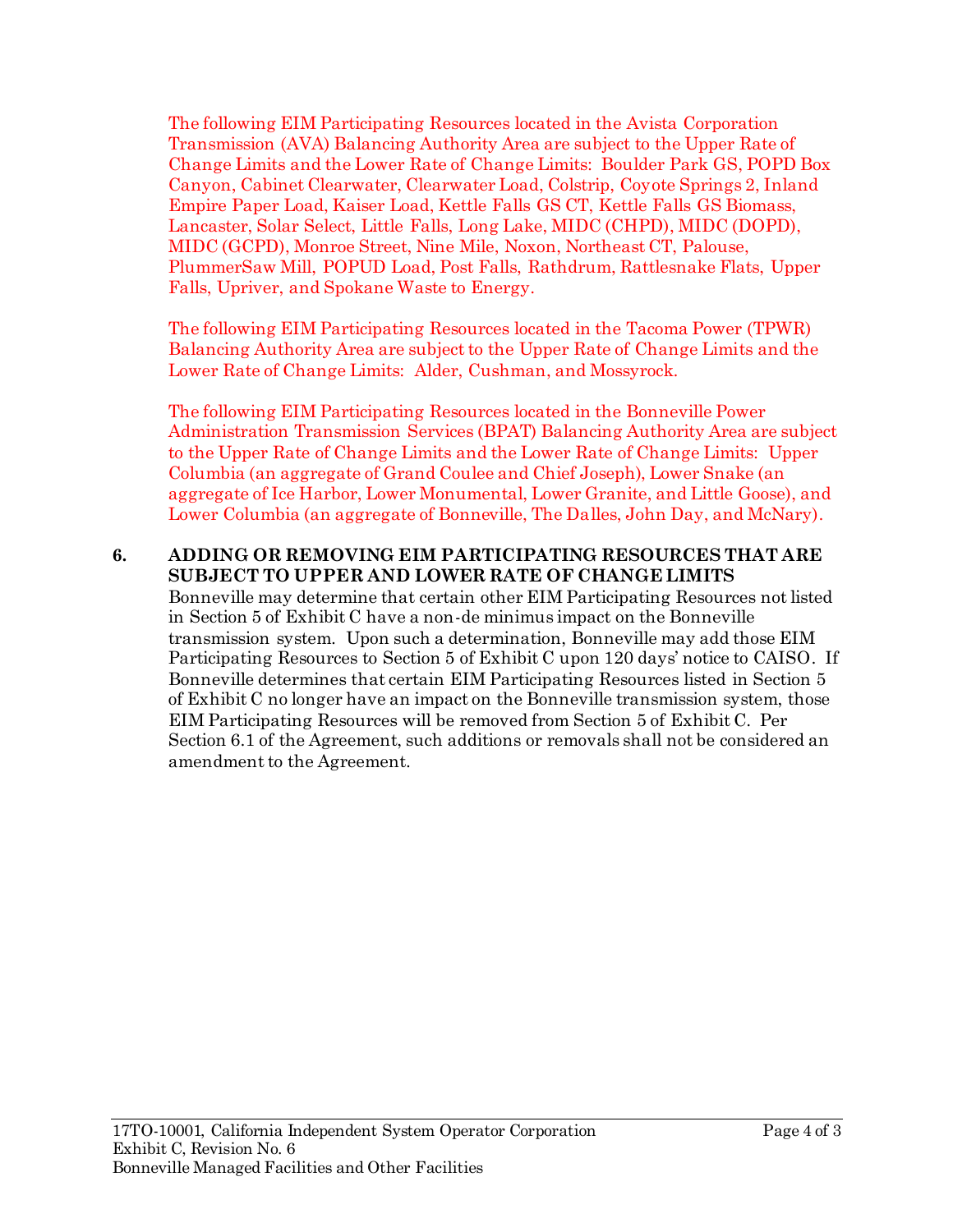The following EIM Participating Resources located in the Avista Corporation Transmission (AVA) Balancing Authority Area are subject to the Upper Rate of Change Limits and the Lower Rate of Change Limits: Boulder Park GS, POPD Box Canyon, Cabinet Clearwater, Clearwater Load, Colstrip, Coyote Springs 2, Inland Empire Paper Load, Kaiser Load, Kettle Falls GS CT, Kettle Falls GS Biomass, Lancaster, Solar Select, Little Falls, Long Lake, MIDC (CHPD), MIDC (DOPD), MIDC (GCPD), Monroe Street, Nine Mile, Noxon, Northeast CT, Palouse, PlummerSaw Mill, POPUD Load, Post Falls, Rathdrum, Rattlesnake Flats, Upper Falls, Upriver, and Spokane Waste to Energy.

The following EIM Participating Resources located in the Tacoma Power (TPWR) Balancing Authority Area are subject to the Upper Rate of Change Limits and the Lower Rate of Change Limits: Alder, Cushman, and Mossyrock.

The following EIM Participating Resources located in the Bonneville Power Administration Transmission Services (BPAT) Balancing Authority Area are subject to the Upper Rate of Change Limits and the Lower Rate of Change Limits: Upper Columbia (an aggregate of Grand Coulee and Chief Joseph), Lower Snake (an aggregate of Ice Harbor, Lower Monumental, Lower Granite, and Little Goose), and Lower Columbia (an aggregate of Bonneville, The Dalles, John Day, and McNary).

**6. ADDING OR REMOVING EIM PARTICIPATING RESOURCES THAT ARE SUBJECT TO UPPER AND LOWER RATE OF CHANGE LIMITS**

Bonneville may determine that certain other EIM Participating Resources not listed in Section 5 of Exhibit C have a non-de minimus impact on the Bonneville transmission system. Upon such a determination, Bonneville may add those EIM Participating Resources to Section 5 of Exhibit C upon 120 days' notice to CAISO. If Bonneville determines that certain EIM Participating Resources listed in Section 5 of Exhibit C no longer have an impact on the Bonneville transmission system, those EIM Participating Resources will be removed from Section 5 of Exhibit C. Per Section 6.1 of the Agreement, such additions or removals shall not be considered an amendment to the Agreement.